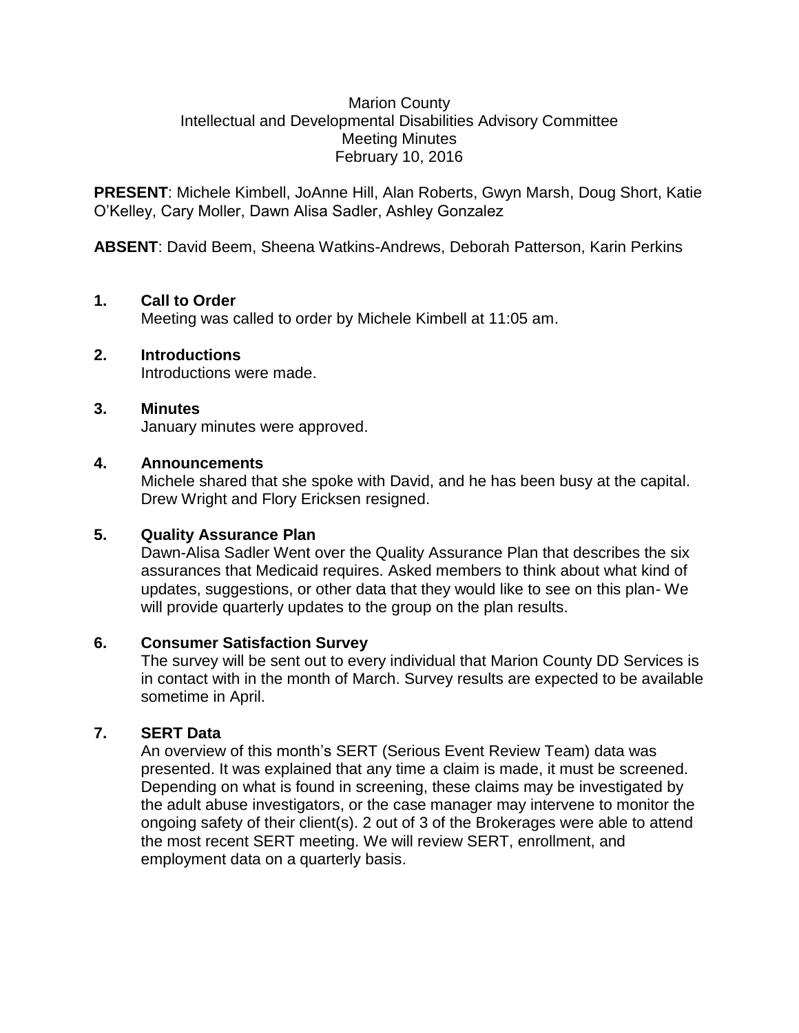Marion County
Intellectual and Developmental Disabilities Advisory Committee
Meeting Minutes
February 10, 2016

**PRESENT**: Michele Kimbell, JoAnne Hill, Alan Roberts, Gwyn Marsh, Doug Short, Katie O'Kelley, Cary Moller, Dawn Alisa Sadler, Ashley Gonzalez

**ABSENT**: David Beem, Sheena Watkins-Andrews, Deborah Patterson, Karin Perkins

1. **Call to Order**
   Meeting was called to order by Michele Kimbell at 11:05 am.

2. **Introductions**
   Introductions were made.

3. **Minutes**
   January minutes were approved.

4. **Announcements**
   Michele shared that she spoke with David, and he has been busy at the capital. Drew Wright and Flory Ericksen resigned.

5. **Quality Assurance Plan**
   Dawn-Alisa Sadler Went over the Quality Assurance Plan that describes the six assurances that Medicaid requires. Asked members to think about what kind of updates, suggestions, or other data that they would like to see on this plan- We will provide quarterly updates to the group on the plan results.

6. **Consumer Satisfaction Survey**
   The survey will be sent out to every individual that Marion County DD Services is in contact with in the month of March. Survey results are expected to be available sometime in April.

7. **SERT Data**
   An overview of this month's SERT (Serious Event Review Team) data was presented. It was explained that any time a claim is made, it must be screened. Depending on what is found in screening, these claims may be investigated by the adult abuse investigators, or the case manager may intervene to monitor the ongoing safety of their client(s). 2 out of 3 of the Brokerages were able to attend the most recent SERT meeting. We will review SERT, enrollment, and employment data on a quarterly basis.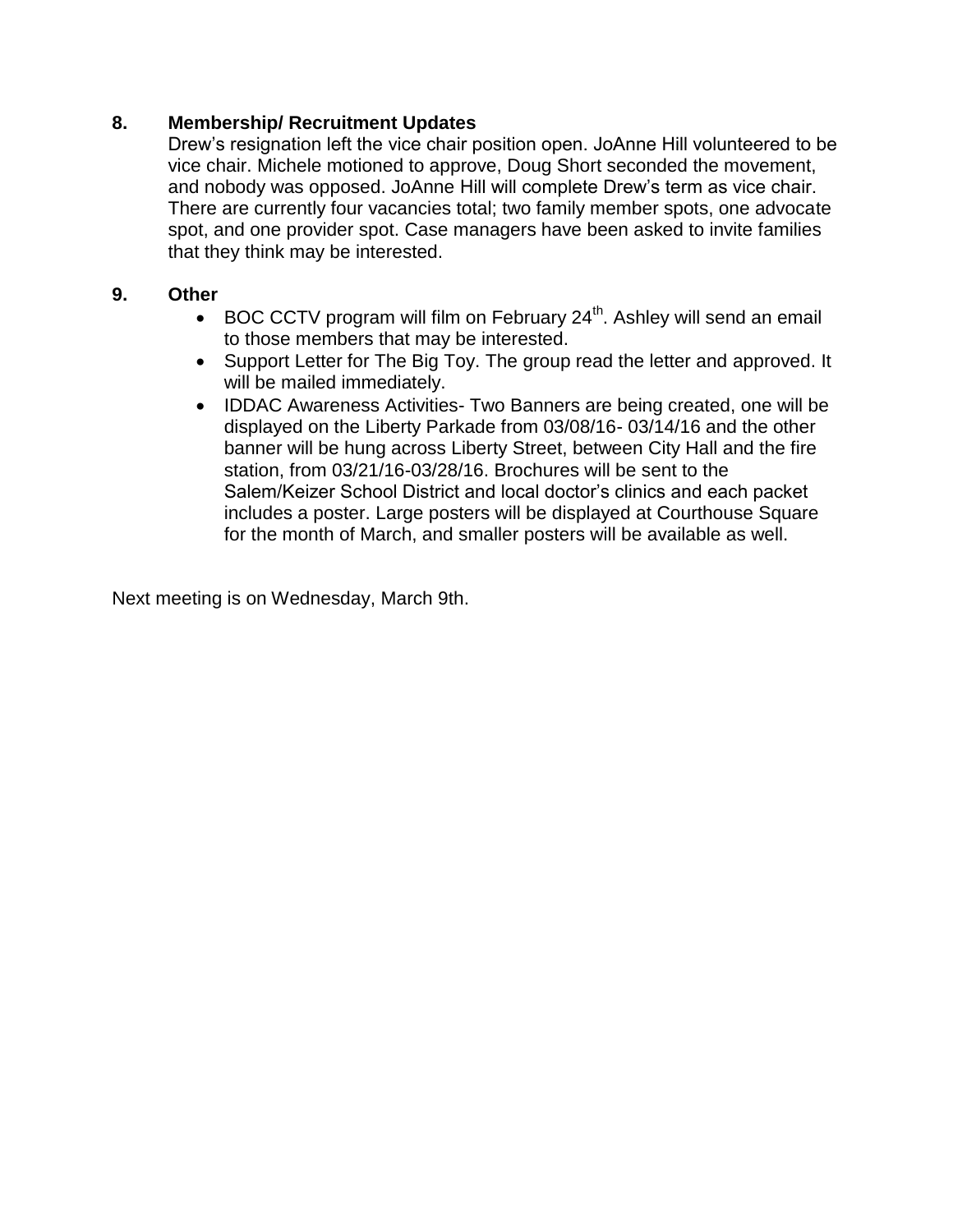## 8. Membership/ Recruitment Updates

Drew's resignation left the vice chair position open. JoAnne Hill volunteered to be vice chair. Michele motioned to approve, Doug Short seconded the movement, and nobody was opposed. JoAnne Hill will complete Drew's term as vice chair. There are currently four vacancies total; two family member spots, one advocate spot, and one provider spot. Case managers have been asked to invite families that they think may be interested.

## 9. Other

- BOC CCTV program will film on February 24th. Ashley will send an email to those members that may be interested.
- Support Letter for The Big Toy. The group read the letter and approved. It will be mailed immediately.
- IDDAC Awareness Activities- Two Banners are being created, one will be displayed on the Liberty Parkade from 03/08/16- 03/14/16 and the other banner will be hung across Liberty Street, between City Hall and the fire station, from 03/21/16-03/28/16. Brochures will be sent to the Salem/Keizer School District and local doctor's clinics and each packet includes a poster. Large posters will be displayed at Courthouse Square for the month of March, and smaller posters will be available as well.

Next meeting is on Wednesday, March 9th.